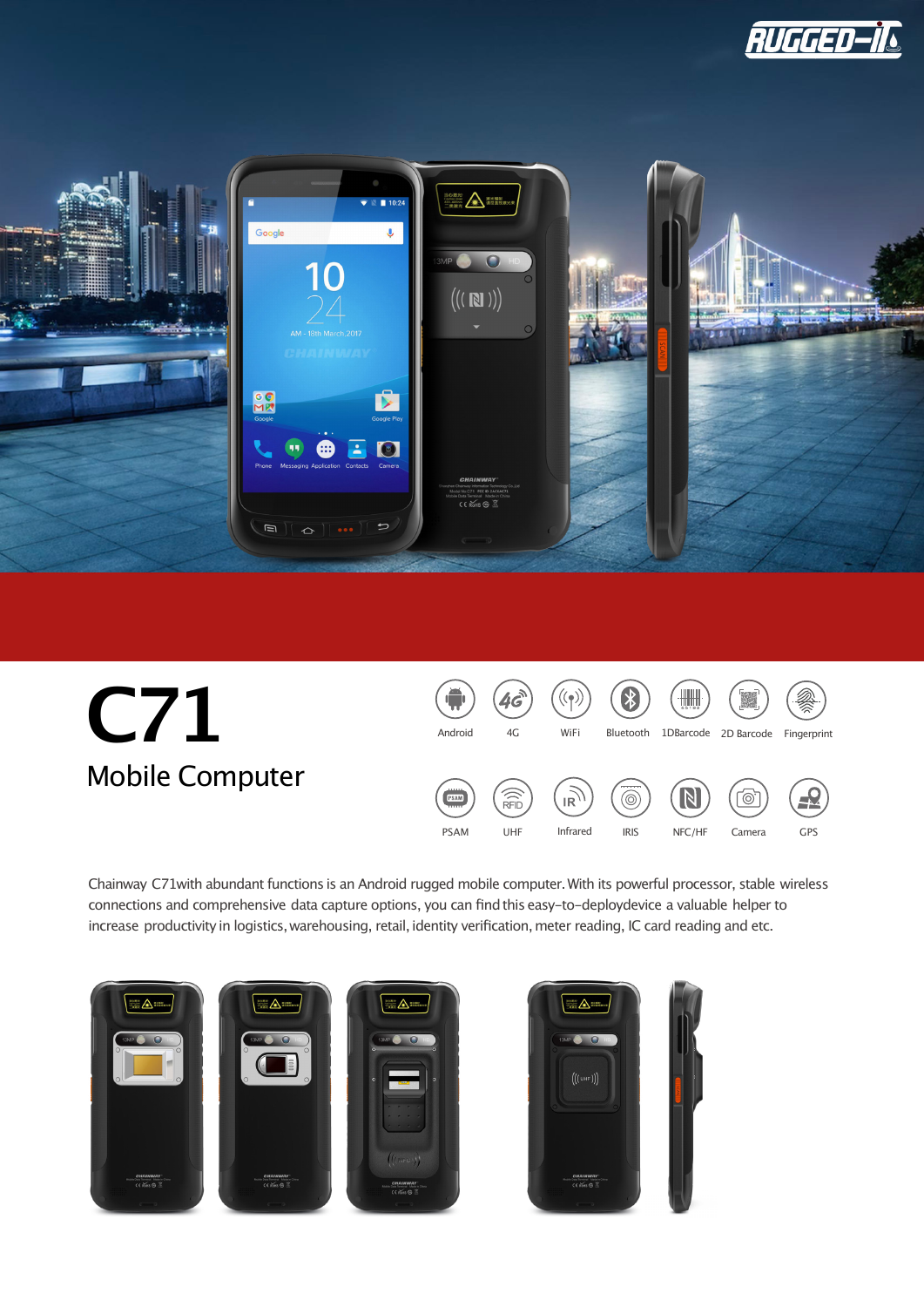# C71

## Mobile Computer

Android | 4G | WiFi | Bluetooth | 1DBarcode | 2D Barcode | Fingerprint

PSAM | UHF | Infrared | IRIS | NFC/HF | Camera | GPS

Chainway C71with abundant functions is an Android rugged mobile computer. With its powerful processor, stable wireless connections and comprehensive data capture options, you can find this easy-to-deploydevice a valuable helper to increase productivity in logistics, warehousing, retail, identity verification, meter reading, IC card reading and etc.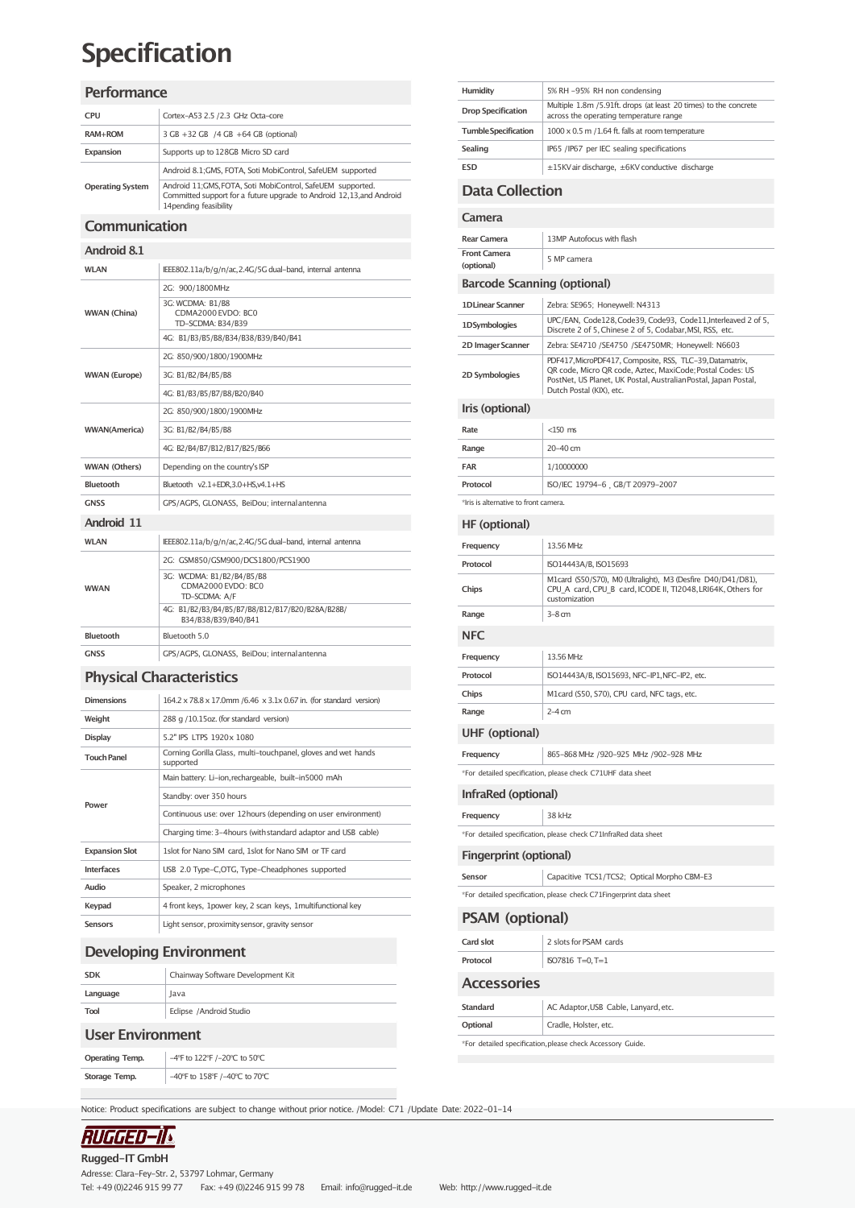# Specification

## Performance

| | |
|---|---|
| **CPU** | Cortex-A53 2.5 /2.3 GHz Octa-core |
| **RAM+ROM** | 3 GB +32 GB /4 GB +64 GB (optional) |
| **Expansion** | Supports up to 128GB Micro SD card |
| **Operating System** | Android 8.1;GMS, FOTA, Soti MobiControl, SafeUEM supported |
| | Android 11;GMS,FOTA, Soti MobiControl, SafeUEM supported. Committed support for a future upgrade to Android 12,13,and Android 14pending feasibility |

## Communication

### Android 8.1

| | |
|---|---|
| **WLAN** | IEEE802.11a/b/g/n/ac,2.4G/5G dual-band, internal antenna |
| **WWAN (China)** | 2G: 900/1800MHz |
| | 3G: WCDMA: B1/B8 CDMA2000 EVDO: BC0 TD-SCDMA: B34/B39 |
| | 4G: B1/B3/B5/B8/B34/B38/B39/B40/B41 |
| **WWAN (Europe)** | 2G: 850/900/1800/1900MHz |
| | 3G: B1/B2/B4/B5/B8 |
| | 4G: B1/B3/B5/B7/B8/B20/B40 |
| **WWAN(America)** | 2G: 850/900/1800/1900MHz |
| | 3G: B1/B2/B4/B5/B8 |
| | 4G: B2/B4/B7/B12/B17/B25/B66 |
| **WWAN (Others)** | Depending on the country's ISP |
| **Bluetooth** | Bluetooth v2.1+EDR,3.0+HS,v4.1+HS |
| **GNSS** | GPS/AGPS, GLONASS, BeiDou; internal antenna |

### Android 11

| | |
|---|---|
| **WLAN** | IEEE802.11a/b/g/n/ac,2.4G/5G dual-band, internal antenna |
| **WWAN** | 2G: GSM850/GSM900/DCS1800/PCS1900 |
| | 3G: WCDMA: B1/B2/B4/B5/B8 CDMA2000 EVDO: BC0 TD-SCDMA: A/F |
| | 4G: B1/B2/B3/B4/B5/B7/B8/B12/B17/B20/B28A/B28B/ B34/B38/B39/B40/B41 |
| **Bluetooth** | Bluetooth 5.0 |
| **GNSS** | GPS/AGPS, GLONASS, BeiDou; internal antenna |

## Physical Characteristics

| | |
|---|---|
| **Dimensions** | 164.2 x 78.8 x 17.0mm /6.46 x 3.1x 0.67 in. (for standard version) |
| **Weight** | 288 g /10.15oz. (for standard version) |
| **Display** | 5.2" IPS LTPS 1920x 1080 |
| **Touch Panel** | Corning Gorilla Glass, multi-touchpanel, gloves and wet hands supported |
| **Power** | Main battery: Li-ion,rechargeable, built-in5000 mAh |
| | Standby: over 350 hours |
| | Continuous use: over 12hours (depending on user environment) |
| | Charging time: 3-4hours (with standard adaptor and USB cable) |
| **Expansion Slot** | 1slot for Nano SIM card, 1slot for Nano SIM or TF card |
| **Interfaces** | USB 2.0 Type-C,OTG, Type-Cheadphones supported |
| **Audio** | Speaker, 2 microphones |
| **Keypad** | 4 front keys, 1power key, 2 scan keys, 1multifunctional key |
| **Sensors** | Light sensor, proximity sensor, gravity sensor |

## Developing Environment

| | |
|---|---|
| **SDK** | Chainway Software Development Kit |
| **Language** | Java |
| **Tool** | Eclipse /Android Studio |

## User Environment

| | |
|---|---|
| **Operating Temp.** | -4℉ to 122℉ /-20℃ to 50℃ |
| **Storage Temp.** | -40℉ to 158℉ /-40℃ to 70℃ |
| **Humidity** | 5% RH -95% RH non condensing |
| **Drop Specification** | Multiple 1.8m /5.91ft. drops (at least 20 times) to the concrete across the operating temperature range |
| **Tumble Specification** | 1000 x 0.5 m /1.64 ft. falls at room temperature |
| **Sealing** | IP65 /IP67 per IEC sealing specifications |
| **ESD** | ±15KV air discharge, ±6KV conductive discharge |

## Data Collection

### Camera

| | |
|---|---|
| **Rear Camera** | 13MP Autofocus with flash |
| **Front Camera (optional)** | 5 MP camera |

### Barcode Scanning (optional)

| | |
|---|---|
| **1D Linear Scanner** | Zebra: SE965; Honeywell: N4313 |
| **1D Symbologies** | UPC/EAN, Code128,Code39, Code93, Code11,Interleaved 2 of 5, Discrete 2 of 5, Chinese 2 of 5, Codabar,MSI, RSS, etc. |
| **2D Imager Scanner** | Zebra: SE4710 /SE4750 /SE4750MR; Honeywell: N6603 |
| **2D Symbologies** | PDF417,MicroPDF417, Composite, RSS, TLC-39,Datamatrix, QR code, Micro QR code, Aztec, MaxiCode; Postal Codes: US PostNet, US Planet, UK Postal, Australian Postal, Japan Postal, Dutch Postal (KIX), etc. |

### Iris (optional)

| | |
|---|---|
| **Rate** | <150 ms |
| **Range** | 20-40 cm |
| **FAR** | 1/10000000 |
| **Protocol** | ISO/IEC 19794-6 , GB/T 20979-2007 |

*Iris is alternative to front camera.

### HF (optional)

| | |
|---|---|
| **Frequency** | 13.56 MHz |
| **Protocol** | ISO14443A/B, ISO15693 |
| **Chips** | M1card (S50/S70), M0 (Ultralight), M3 (Desfire D40/D41/D81), CPU_A card, CPU_B card, ICODE II, TI2048, LRI64K, Others for customization |
| **Range** | 3-8 cm |

### NFC

| | |
|---|---|
| **Frequency** | 13.56 MHz |
| **Protocol** | ISO14443A/B, ISO15693, NFC-IP1, NFC-IP2, etc. |
| **Chips** | M1card (S50, S70), CPU card, NFC tags, etc. |
| **Range** | 2-4 cm |

### UHF (optional)

| | |
|---|---|
| **Frequency** | 865-868 MHz /920-925 MHz /902-928 MHz |

*For detailed specification, please check C71UHF data sheet

### InfraRed (optional)

| | |
|---|---|
| **Frequency** | 38 kHz |

*For detailed specification, please check C71InfraRed data sheet

### Fingerprint (optional)

| | |
|---|---|
| **Sensor** | Capacitive TCS1/TCS2; Optical Morpho CBM-E3 |

*For detailed specification, please check C71Fingerprint data sheet

## PSAM (optional)

| | |
|---|---|
| **Card slot** | 2 slots for PSAM cards |
| **Protocol** | ISO7816 T=0, T=1 |

## Accessories

| | |
|---|---|
| **Standard** | AC Adaptor,USB Cable, Lanyard, etc. |
| **Optional** | Cradle, Holster, etc. |

*For detailed specification, please check Accessory Guide.

Notice: Product specifications are subject to change without prior notice. /Model: C71 /Update Date: 2022-01-14

RUGGED-IT

**Rugged-IT GmbH**
Adresse: Clara-Fey-Str. 2, 53797 Lohmar, Germany
Tel: +49 (0)2246 915 99 77 Fax: +49 (0)2246 915 99 78 Email: info@rugged-it.de Web: http://www.rugged-it.de